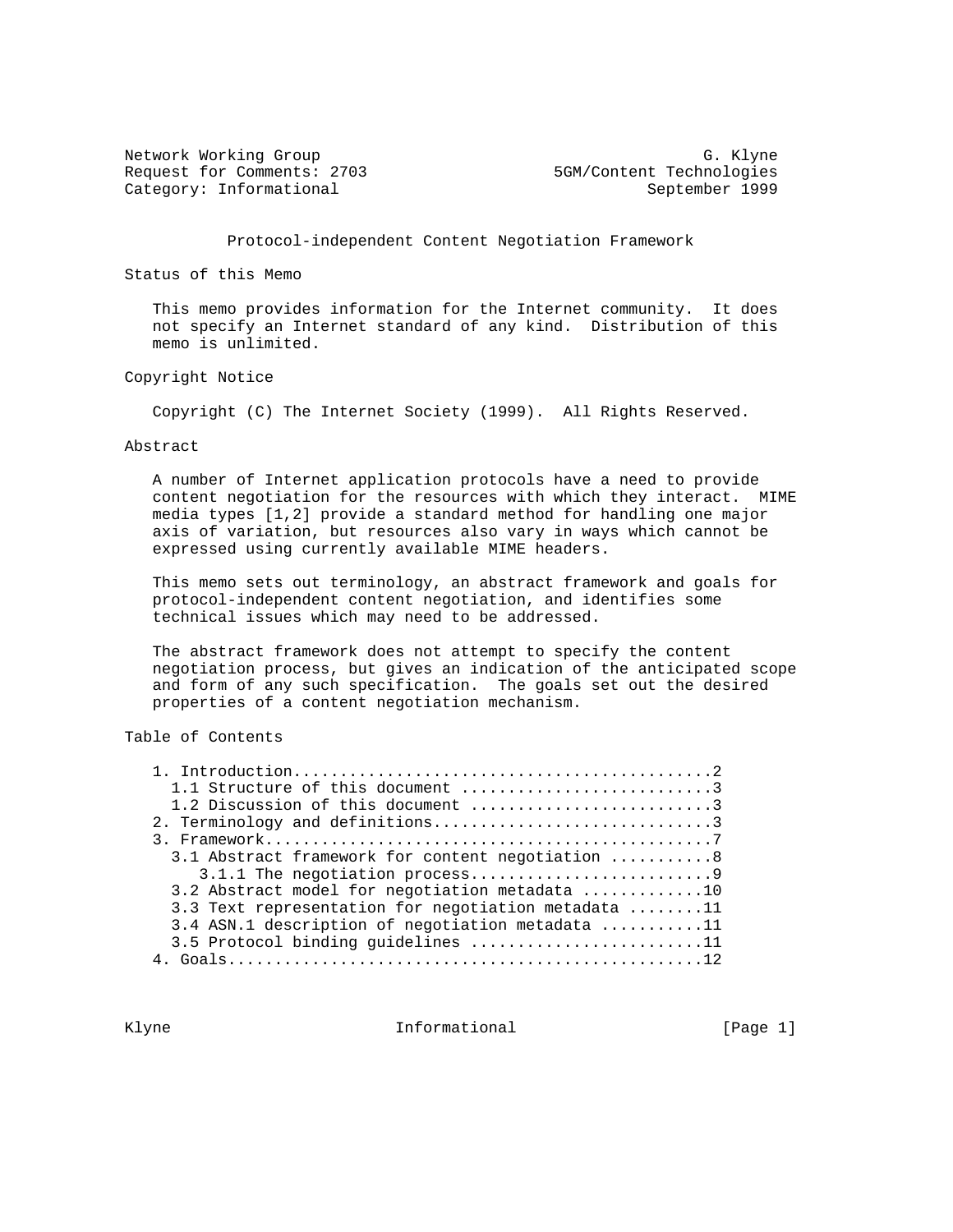Network Working Group G. Klyne
Request for Comments: 2703 5GM/Content Technologies
Category: Informational September 1999

# Protocol-independent Content Negotiation Framework

## Status of this Memo

This memo provides information for the Internet community. It does not specify an Internet standard of any kind. Distribution of this memo is unlimited.

## Copyright Notice

Copyright (C) The Internet Society (1999). All Rights Reserved.

## Abstract

A number of Internet application protocols have a need to provide content negotiation for the resources with which they interact. MIME media types [1,2] provide a standard method for handling one major axis of variation, but resources also vary in ways which cannot be expressed using currently available MIME headers.

This memo sets out terminology, an abstract framework and goals for protocol-independent content negotiation, and identifies some technical issues which may need to be addressed.

The abstract framework does not attempt to specify the content negotiation process, but gives an indication of the anticipated scope and form of any such specification. The goals set out the desired properties of a content negotiation mechanism.

## Table of Contents

```
1. Introduction.............................................2
  1.1 Structure of this document ...........................3
  1.2 Discussion of this document ..........................3
2. Terminology and definitions..............................3
3. Framework................................................7
  3.1 Abstract framework for content negotiation ...........8
     3.1.1 The negotiation process..........................9
  3.2 Abstract model for negotiation metadata .............10
  3.3 Text representation for negotiation metadata ........11
  3.4 ASN.1 description of negotiation metadata ...........11
  3.5 Protocol binding guidelines .........................11
4. Goals...................................................12
```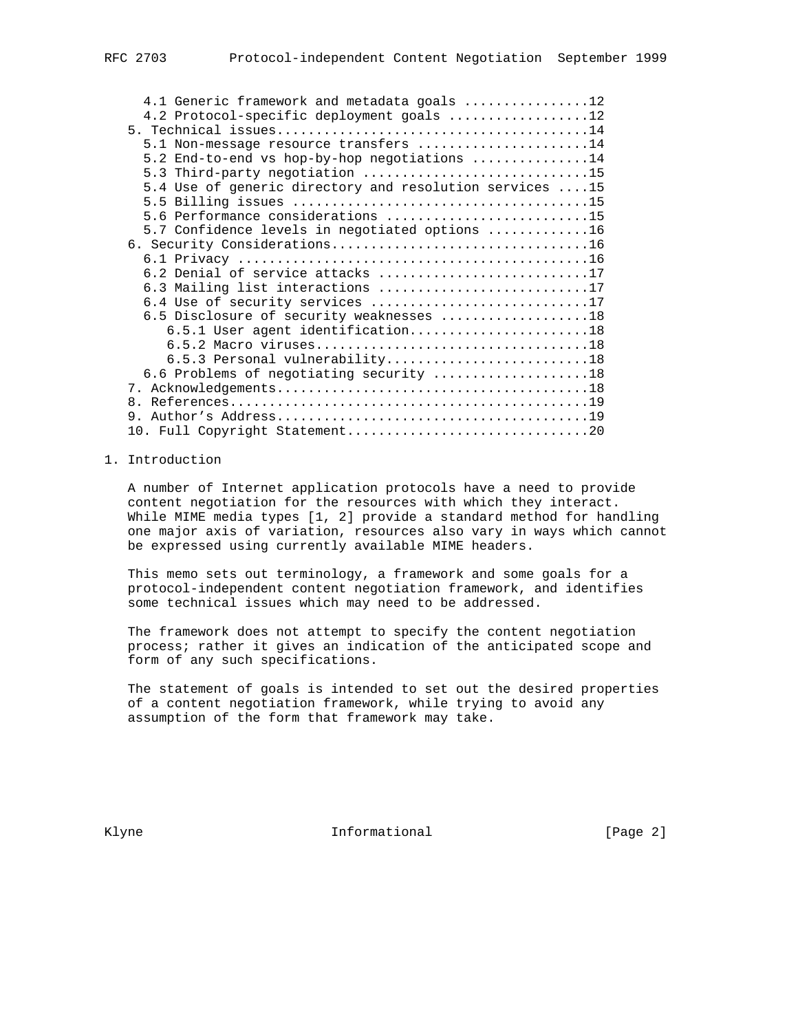4.1 Generic framework and metadata goals ................12
   4.2 Protocol-specific deployment goals ..................12
5. Technical issues.......................................14
   5.1 Non-message resource transfers ......................14
   5.2 End-to-end vs hop-by-hop negotiations ...............14
   5.3 Third-party negotiation .............................15
   5.4 Use of generic directory and resolution services ....15
   5.5 Billing issues ......................................15
   5.6 Performance considerations ..........................15
   5.7 Confidence levels in negotiated options .............16
6. Security Considerations................................16
   6.1 Privacy .............................................16
   6.2 Denial of service attacks ...........................17
   6.3 Mailing list interactions ...........................17
   6.4 Use of security services ............................17
   6.5 Disclosure of security weaknesses ...................18
      6.5.1 User agent identification.......................18
      6.5.2 Macro viruses...................................18
      6.5.3 Personal vulnerability..........................18
   6.6 Problems of negotiating security ....................18
7. Acknowledgements.......................................18
8. References.............................................19
9. Author's Address.......................................19
10. Full Copyright Statement..............................20

# 1. Introduction

A number of Internet application protocols have a need to provide content negotiation for the resources with which they interact. While MIME media types [1, 2] provide a standard method for handling one major axis of variation, resources also vary in ways which cannot be expressed using currently available MIME headers.

This memo sets out terminology, a framework and some goals for a protocol-independent content negotiation framework, and identifies some technical issues which may need to be addressed.

The framework does not attempt to specify the content negotiation process; rather it gives an indication of the anticipated scope and form of any such specifications.

The statement of goals is intended to set out the desired properties of a content negotiation framework, while trying to avoid any assumption of the form that framework may take.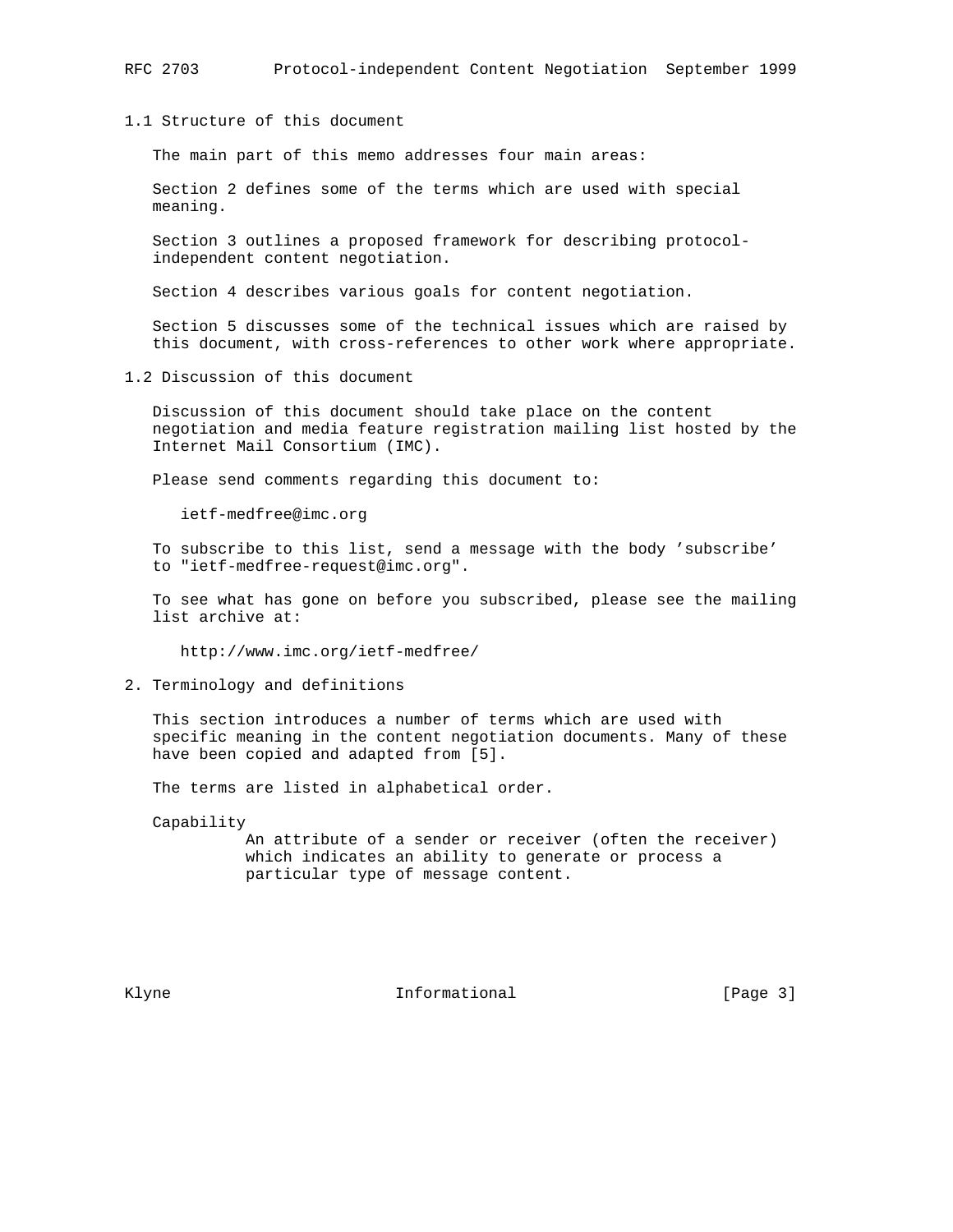## 1.1 Structure of this document

The main part of this memo addresses four main areas:

Section 2 defines some of the terms which are used with special meaning.

Section 3 outlines a proposed framework for describing protocol-independent content negotiation.

Section 4 describes various goals for content negotiation.

Section 5 discusses some of the technical issues which are raised by this document, with cross-references to other work where appropriate.

## 1.2 Discussion of this document

Discussion of this document should take place on the content negotiation and media feature registration mailing list hosted by the Internet Mail Consortium (IMC).

Please send comments regarding this document to:

ietf-medfree@imc.org

To subscribe to this list, send a message with the body 'subscribe' to "ietf-medfree-request@imc.org".

To see what has gone on before you subscribed, please see the mailing list archive at:

http://www.imc.org/ietf-medfree/

# 2. Terminology and definitions

This section introduces a number of terms which are used with specific meaning in the content negotiation documents. Many of these have been copied and adapted from [5].

The terms are listed in alphabetical order.

**Capability**
: An attribute of a sender or receiver (often the receiver) which indicates an ability to generate or process a particular type of message content.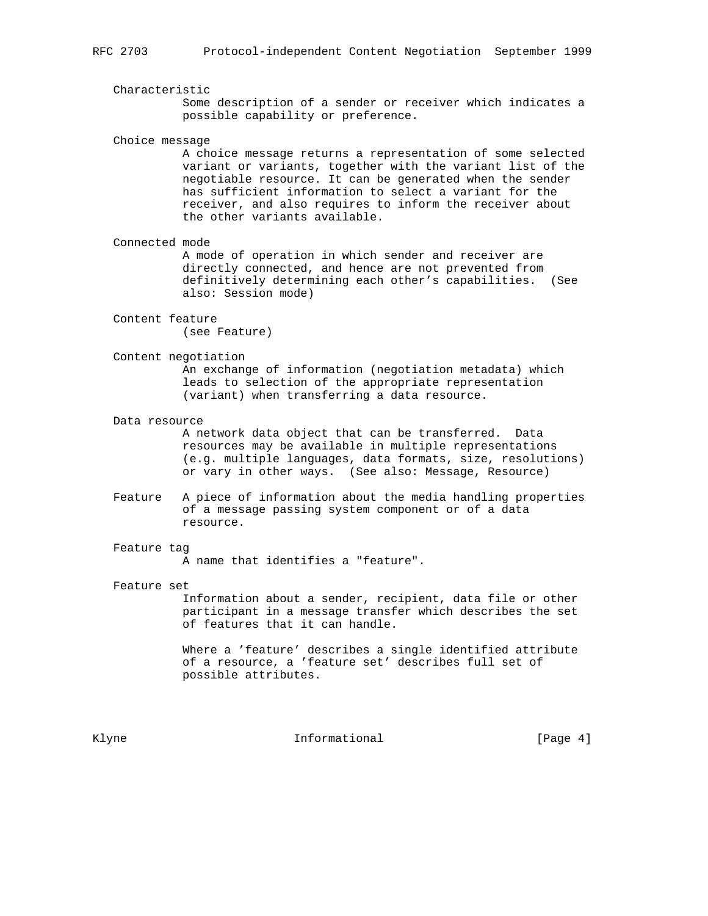Characteristic
: Some description of a sender or receiver which indicates a possible capability or preference.

Choice message
: A choice message returns a representation of some selected variant or variants, together with the variant list of the negotiable resource. It can be generated when the sender has sufficient information to select a variant for the receiver, and also requires to inform the receiver about the other variants available.

Connected mode
: A mode of operation in which sender and receiver are directly connected, and hence are not prevented from definitively determining each other's capabilities. (See also: Session mode)

Content feature
: (see Feature)

Content negotiation
: An exchange of information (negotiation metadata) which leads to selection of the appropriate representation (variant) when transferring a data resource.

Data resource
: A network data object that can be transferred. Data resources may be available in multiple representations (e.g. multiple languages, data formats, size, resolutions) or vary in other ways. (See also: Message, Resource)

Feature
: A piece of information about the media handling properties of a message passing system component or of a data resource.

Feature tag
: A name that identifies a "feature".

Feature set
: Information about a sender, recipient, data file or other participant in a message transfer which describes the set of features that it can handle.

  Where a 'feature' describes a single identified attribute of a resource, a 'feature set' describes full set of possible attributes.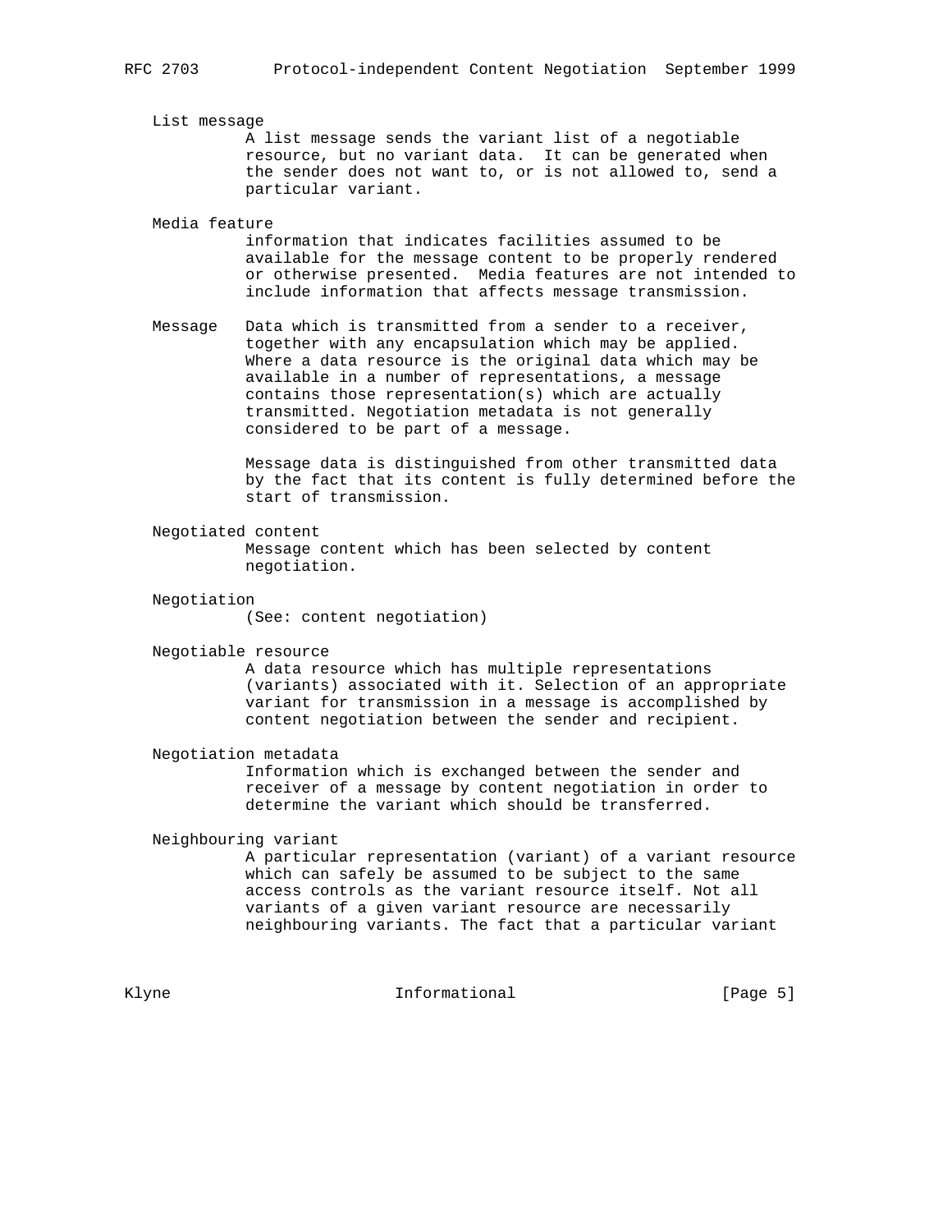List message
A list message sends the variant list of a negotiable resource, but no variant data. It can be generated when the sender does not want to, or is not allowed to, send a particular variant.

Media feature
information that indicates facilities assumed to be available for the message content to be properly rendered or otherwise presented. Media features are not intended to include information that affects message transmission.

Message
Data which is transmitted from a sender to a receiver, together with any encapsulation which may be applied. Where a data resource is the original data which may be available in a number of representations, a message contains those representation(s) which are actually transmitted. Negotiation metadata is not generally considered to be part of a message.

Message data is distinguished from other transmitted data by the fact that its content is fully determined before the start of transmission.

Negotiated content
Message content which has been selected by content negotiation.

Negotiation
(See: content negotiation)

Negotiable resource
A data resource which has multiple representations (variants) associated with it. Selection of an appropriate variant for transmission in a message is accomplished by content negotiation between the sender and recipient.

Negotiation metadata
Information which is exchanged between the sender and receiver of a message by content negotiation in order to determine the variant which should be transferred.

Neighbouring variant
A particular representation (variant) of a variant resource which can safely be assumed to be subject to the same access controls as the variant resource itself. Not all variants of a given variant resource are necessarily neighbouring variants. The fact that a particular variant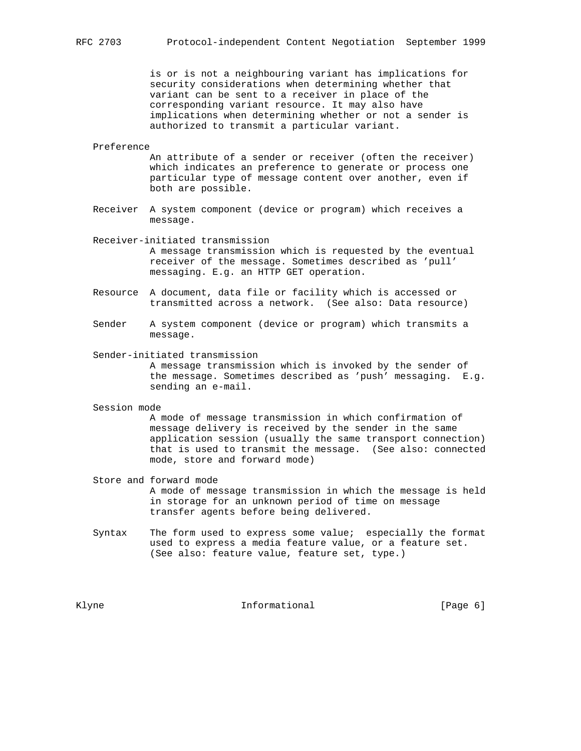is or is not a neighbouring variant has implications for security considerations when determining whether that variant can be sent to a receiver in place of the corresponding variant resource. It may also have implications when determining whether or not a sender is authorized to transmit a particular variant.

**Preference**
An attribute of a sender or receiver (often the receiver) which indicates an preference to generate or process one particular type of message content over another, even if both are possible.

**Receiver**
A system component (device or program) which receives a message.

**Receiver-initiated transmission**
A message transmission which is requested by the eventual receiver of the message. Sometimes described as 'pull' messaging. E.g. an HTTP GET operation.

**Resource**
A document, data file or facility which is accessed or transmitted across a network. (See also: Data resource)

**Sender**
A system component (device or program) which transmits a message.

**Sender-initiated transmission**
A message transmission which is invoked by the sender of the message. Sometimes described as 'push' messaging. E.g. sending an e-mail.

**Session mode**
A mode of message transmission in which confirmation of message delivery is received by the sender in the same application session (usually the same transport connection) that is used to transmit the message. (See also: connected mode, store and forward mode)

**Store and forward mode**
A mode of message transmission in which the message is held in storage for an unknown period of time on message transfer agents before being delivered.

**Syntax**
The form used to express some value; especially the format used to express a media feature value, or a feature set. (See also: feature value, feature set, type.)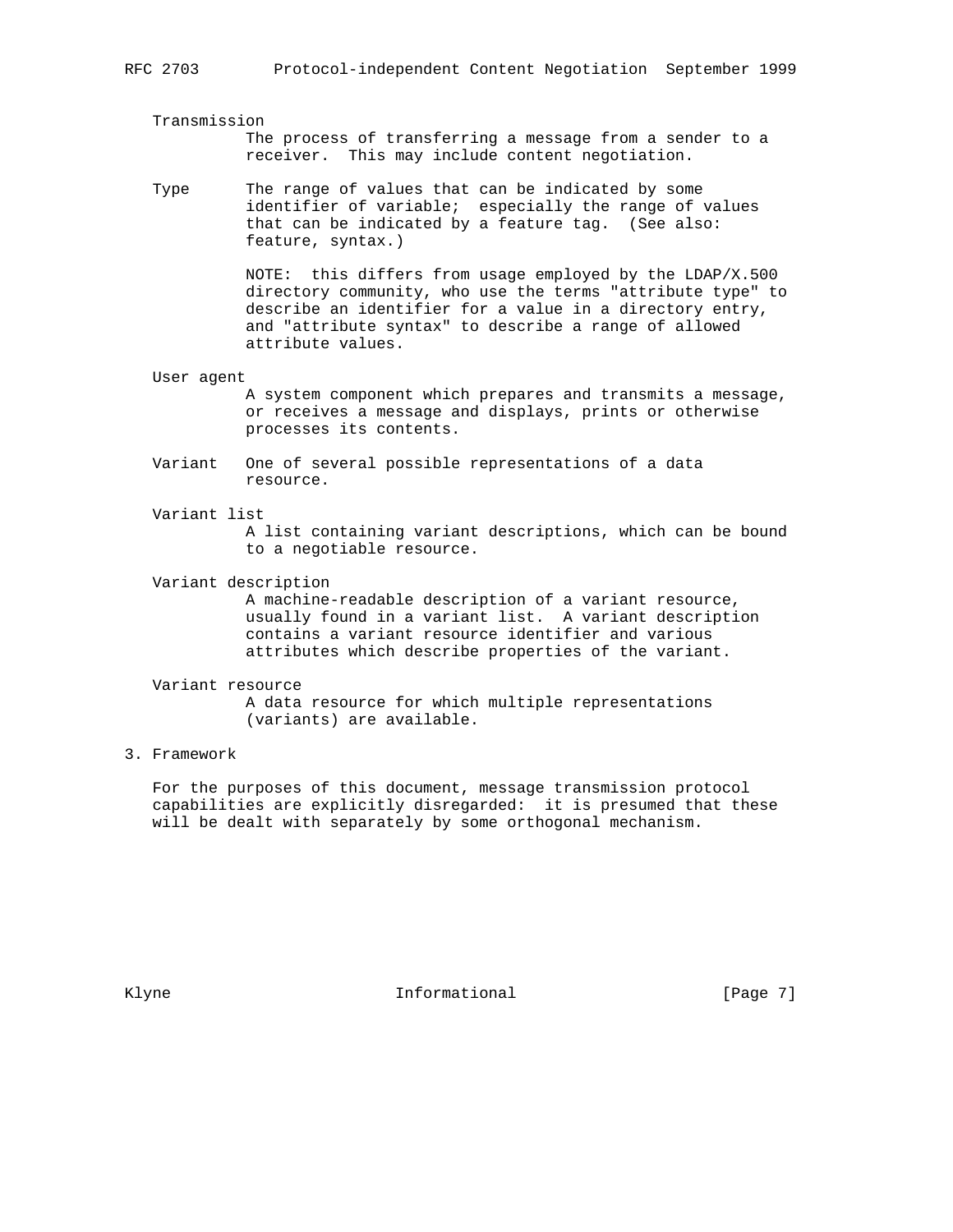Transmission
The process of transferring a message from a sender to a receiver. This may include content negotiation.

Type
The range of values that can be indicated by some identifier of variable; especially the range of values that can be indicated by a feature tag. (See also: feature, syntax.)

NOTE: this differs from usage employed by the LDAP/X.500 directory community, who use the terms "attribute type" to describe an identifier for a value in a directory entry, and "attribute syntax" to describe a range of allowed attribute values.

User agent
A system component which prepares and transmits a message, or receives a message and displays, prints or otherwise processes its contents.

Variant
One of several possible representations of a data resource.

Variant list
A list containing variant descriptions, which can be bound to a negotiable resource.

Variant description
A machine-readable description of a variant resource, usually found in a variant list. A variant description contains a variant resource identifier and various attributes which describe properties of the variant.

Variant resource
A data resource for which multiple representations (variants) are available.

## 3. Framework

For the purposes of this document, message transmission protocol capabilities are explicitly disregarded: it is presumed that these will be dealt with separately by some orthogonal mechanism.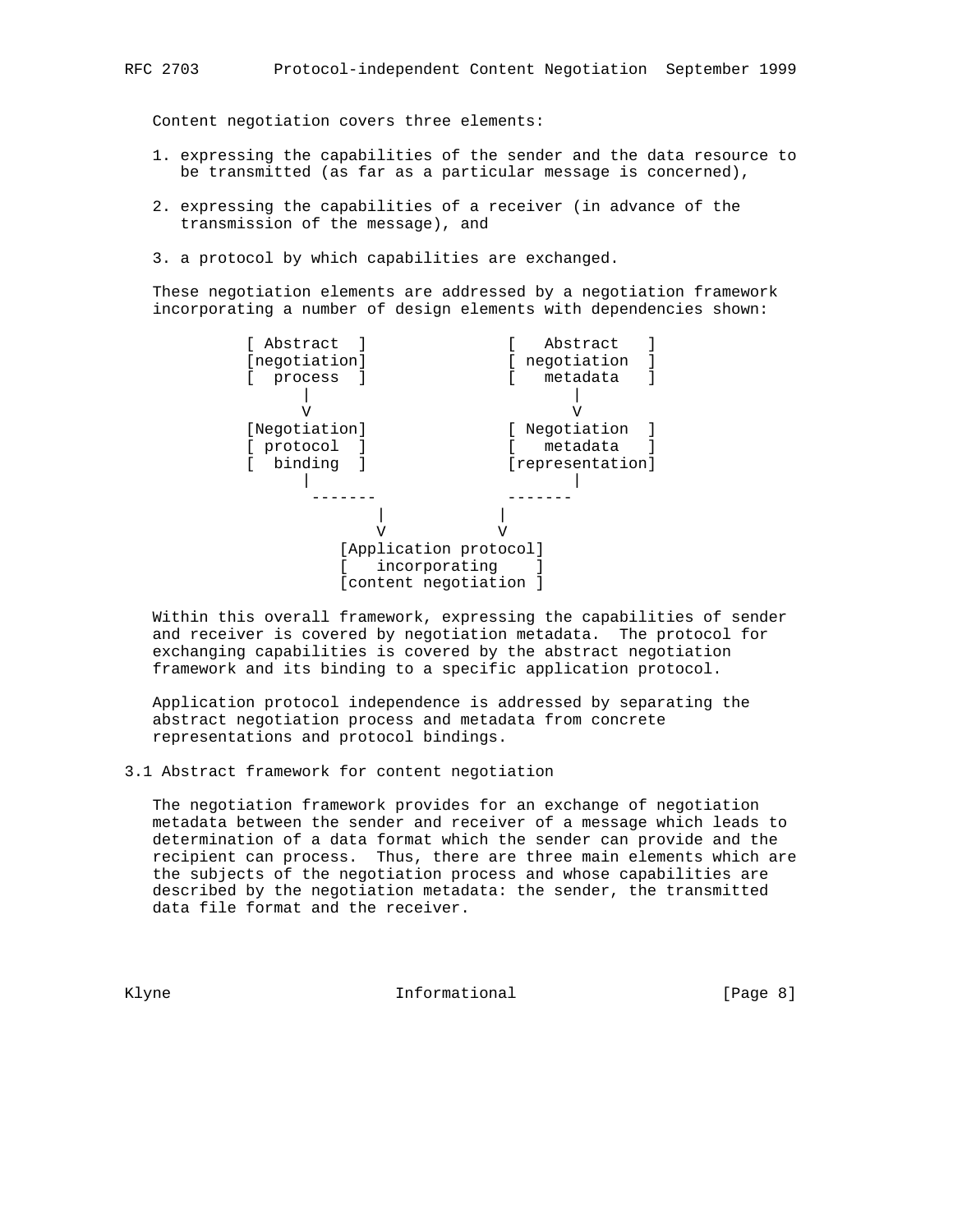Content negotiation covers three elements:

1. expressing the capabilities of the sender and the data resource to be transmitted (as far as a particular message is concerned),

2. expressing the capabilities of a receiver (in advance of the transmission of the message), and

3. a protocol by which capabilities are exchanged.

These negotiation elements are addressed by a negotiation framework incorporating a number of design elements with dependencies shown:

```
          [ Abstract  ]              [   Abstract   ]
          [negotiation]              [ negotiation  ]
          [  process  ]              [   metadata   ]
                |                           |
                V                           V
          [Negotiation]              [ Negotiation  ]
          [ protocol  ]              [   metadata   ]
          [  binding  ]              [representation]
                |                           |
                 -------             -------
                        |           |
                        V           V
                    [Application protocol]
                    [   incorporating    ]
                    [content negotiation ]
```

Within this overall framework, expressing the capabilities of sender and receiver is covered by negotiation metadata. The protocol for exchanging capabilities is covered by the abstract negotiation framework and its binding to a specific application protocol.

Application protocol independence is addressed by separating the abstract negotiation process and metadata from concrete representations and protocol bindings.

## 3.1 Abstract framework for content negotiation

The negotiation framework provides for an exchange of negotiation metadata between the sender and receiver of a message which leads to determination of a data format which the sender can provide and the recipient can process. Thus, there are three main elements which are the subjects of the negotiation process and whose capabilities are described by the negotiation metadata: the sender, the transmitted data file format and the receiver.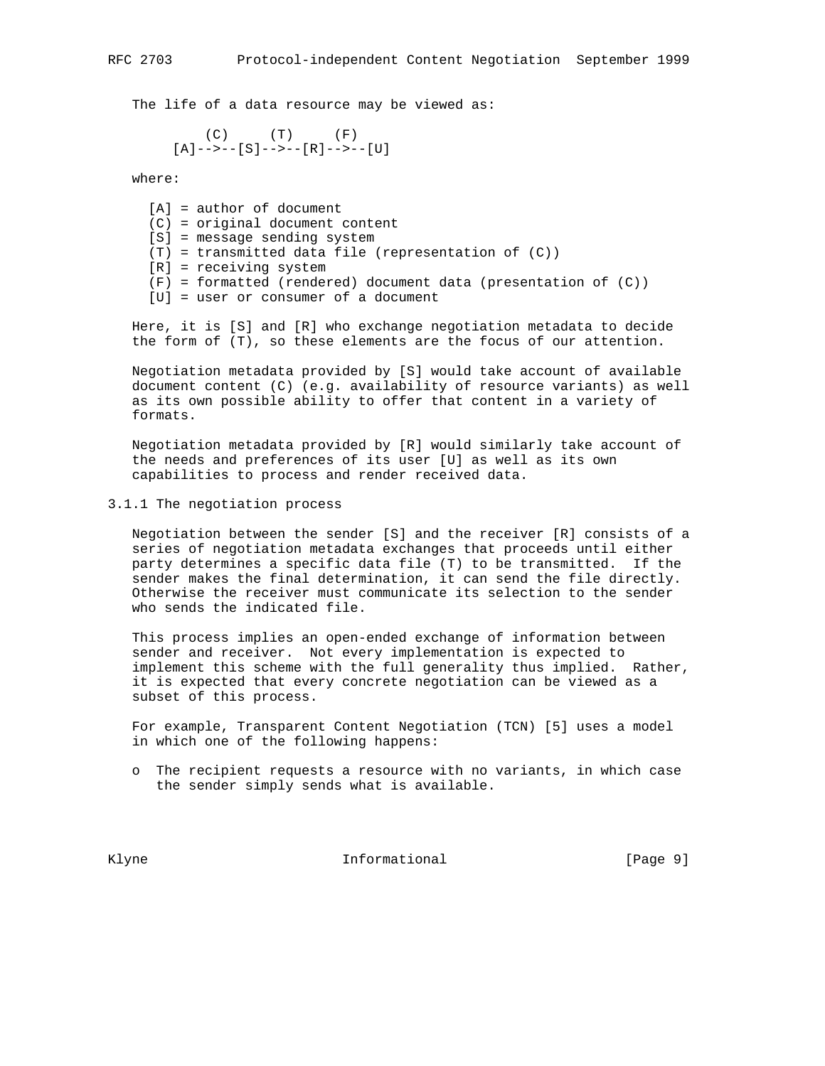The life of a data resource may be viewed as:

```
        (C)     (T)     (F)
    [A]-->--[S]-->--[R]-->--[U]
```

where:

```
  [A] = author of document
  (C) = original document content
  [S] = message sending system
  (T) = transmitted data file (representation of (C))
  [R] = receiving system
  (F) = formatted (rendered) document data (presentation of (C))
  [U] = user or consumer of a document
```

Here, it is [S] and [R] who exchange negotiation metadata to decide the form of (T), so these elements are the focus of our attention.

Negotiation metadata provided by [S] would take account of available document content (C) (e.g. availability of resource variants) as well as its own possible ability to offer that content in a variety of formats.

Negotiation metadata provided by [R] would similarly take account of the needs and preferences of its user [U] as well as its own capabilities to process and render received data.

### 3.1.1 The negotiation process

Negotiation between the sender [S] and the receiver [R] consists of a series of negotiation metadata exchanges that proceeds until either party determines a specific data file (T) to be transmitted. If the sender makes the final determination, it can send the file directly. Otherwise the receiver must communicate its selection to the sender who sends the indicated file.

This process implies an open-ended exchange of information between sender and receiver. Not every implementation is expected to implement this scheme with the full generality thus implied. Rather, it is expected that every concrete negotiation can be viewed as a subset of this process.

For example, Transparent Content Negotiation (TCN) [5] uses a model in which one of the following happens:

- o The recipient requests a resource with no variants, in which case the sender simply sends what is available.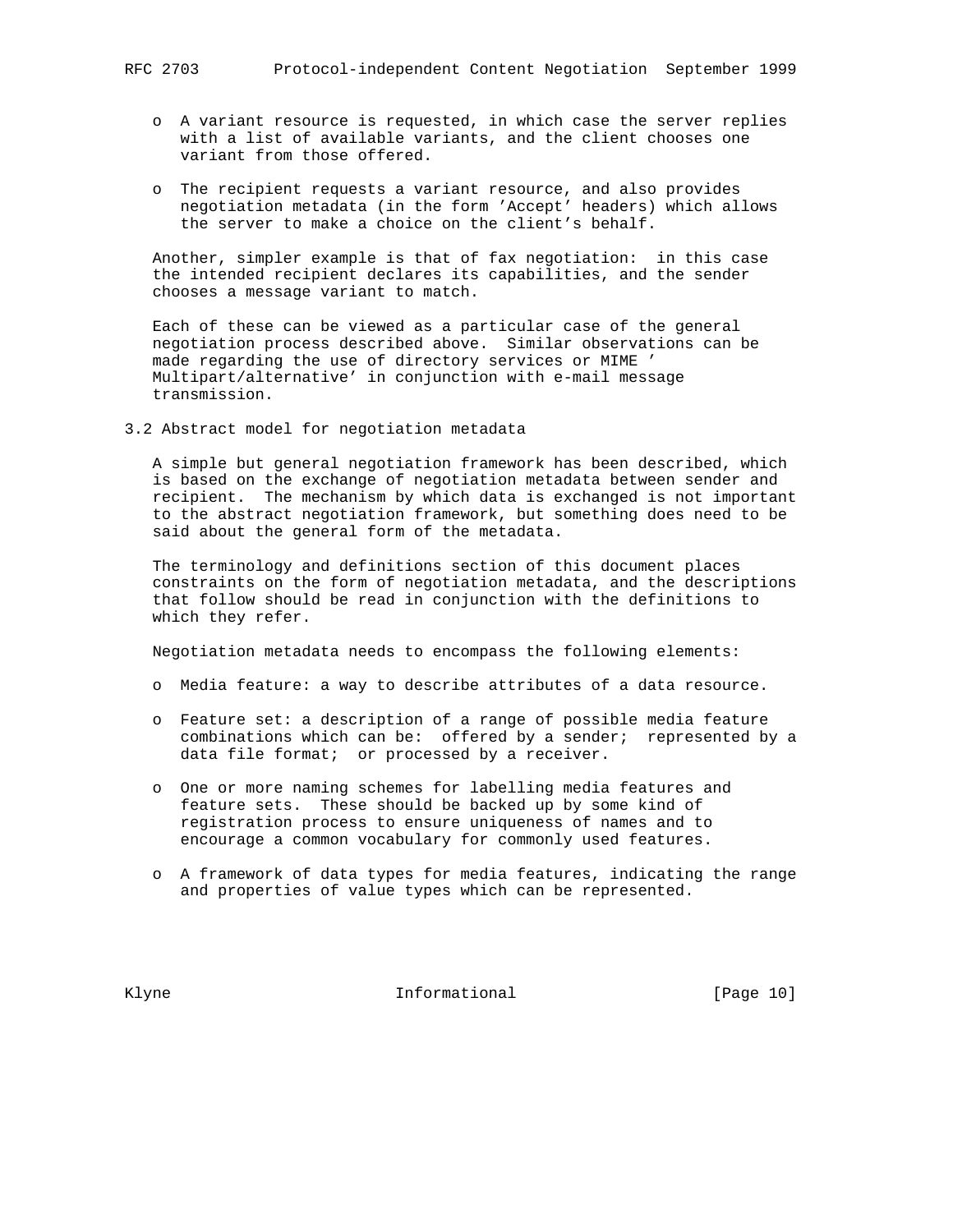- A variant resource is requested, in which case the server replies with a list of available variants, and the client chooses one variant from those offered.

- The recipient requests a variant resource, and also provides negotiation metadata (in the form 'Accept' headers) which allows the server to make a choice on the client's behalf.

Another, simpler example is that of fax negotiation: in this case the intended recipient declares its capabilities, and the sender chooses a message variant to match.

Each of these can be viewed as a particular case of the general negotiation process described above. Similar observations can be made regarding the use of directory services or MIME ' Multipart/alternative' in conjunction with e-mail message transmission.

## 3.2 Abstract model for negotiation metadata

A simple but general negotiation framework has been described, which is based on the exchange of negotiation metadata between sender and recipient. The mechanism by which data is exchanged is not important to the abstract negotiation framework, but something does need to be said about the general form of the metadata.

The terminology and definitions section of this document places constraints on the form of negotiation metadata, and the descriptions that follow should be read in conjunction with the definitions to which they refer.

Negotiation metadata needs to encompass the following elements:

- Media feature: a way to describe attributes of a data resource.

- Feature set: a description of a range of possible media feature combinations which can be: offered by a sender; represented by a data file format; or processed by a receiver.

- One or more naming schemes for labelling media features and feature sets. These should be backed up by some kind of registration process to ensure uniqueness of names and to encourage a common vocabulary for commonly used features.

- A framework of data types for media features, indicating the range and properties of value types which can be represented.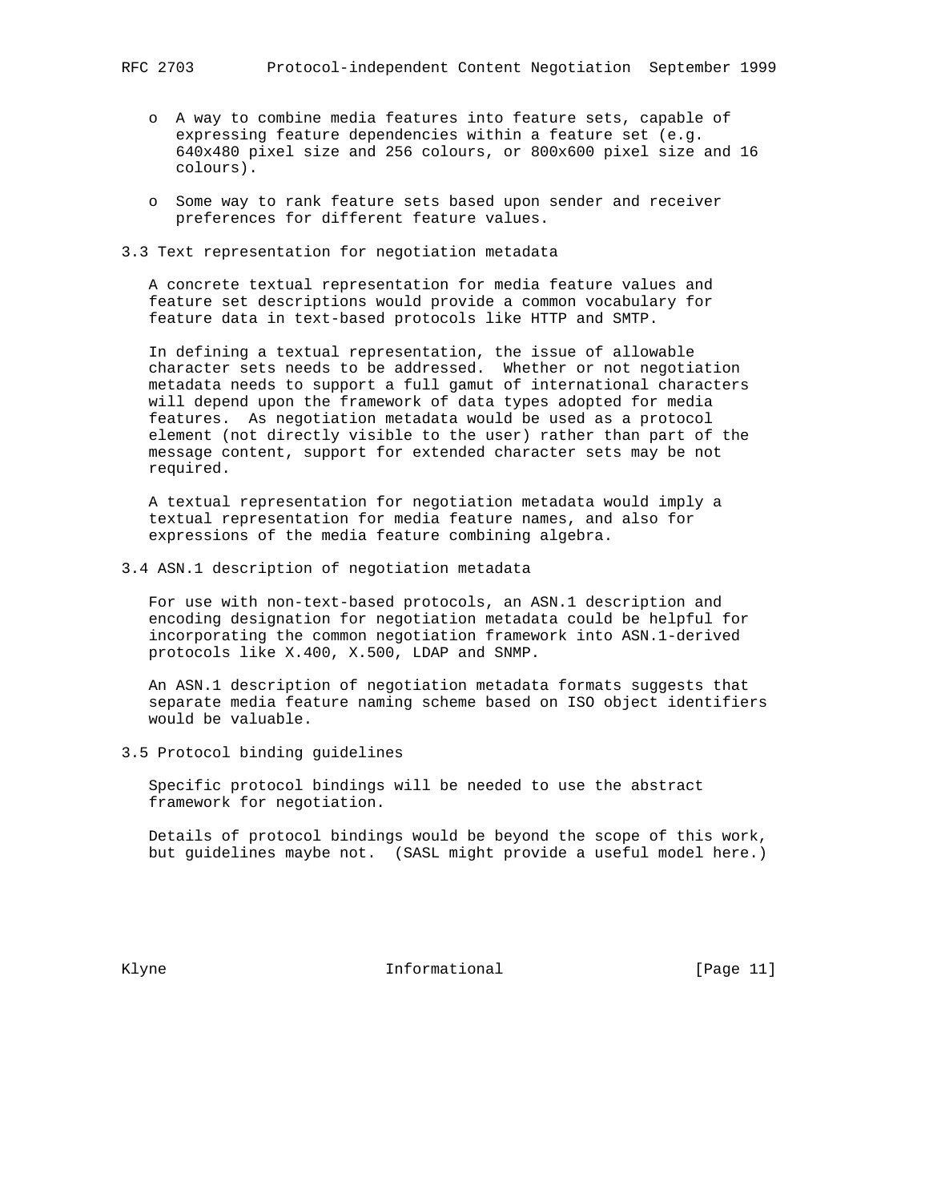- A way to combine media features into feature sets, capable of expressing feature dependencies within a feature set (e.g. 640x480 pixel size and 256 colours, or 800x600 pixel size and 16 colours).

- Some way to rank feature sets based upon sender and receiver preferences for different feature values.

### 3.3 Text representation for negotiation metadata

A concrete textual representation for media feature values and feature set descriptions would provide a common vocabulary for feature data in text-based protocols like HTTP and SMTP.

In defining a textual representation, the issue of allowable character sets needs to be addressed. Whether or not negotiation metadata needs to support a full gamut of international characters will depend upon the framework of data types adopted for media features. As negotiation metadata would be used as a protocol element (not directly visible to the user) rather than part of the message content, support for extended character sets may be not required.

A textual representation for negotiation metadata would imply a textual representation for media feature names, and also for expressions of the media feature combining algebra.

### 3.4 ASN.1 description of negotiation metadata

For use with non-text-based protocols, an ASN.1 description and encoding designation for negotiation metadata could be helpful for incorporating the common negotiation framework into ASN.1-derived protocols like X.400, X.500, LDAP and SNMP.

An ASN.1 description of negotiation metadata formats suggests that separate media feature naming scheme based on ISO object identifiers would be valuable.

### 3.5 Protocol binding guidelines

Specific protocol bindings will be needed to use the abstract framework for negotiation.

Details of protocol bindings would be beyond the scope of this work, but guidelines maybe not. (SASL might provide a useful model here.)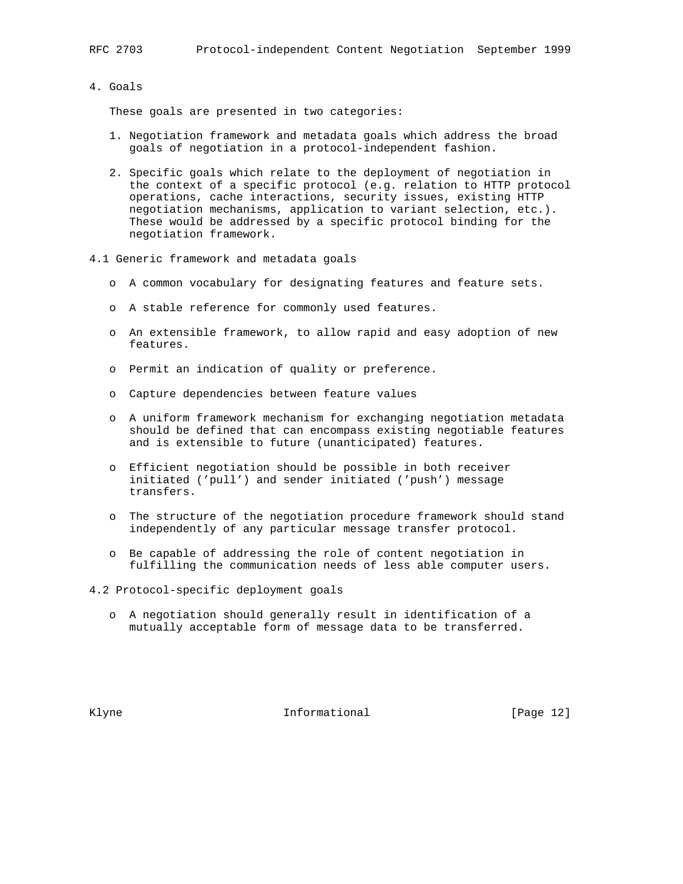## 4. Goals

These goals are presented in two categories:

1. Negotiation framework and metadata goals which address the broad goals of negotiation in a protocol-independent fashion.

2. Specific goals which relate to the deployment of negotiation in the context of a specific protocol (e.g. relation to HTTP protocol operations, cache interactions, security issues, existing HTTP negotiation mechanisms, application to variant selection, etc.). These would be addressed by a specific protocol binding for the negotiation framework.

### 4.1 Generic framework and metadata goals

- A common vocabulary for designating features and feature sets.

- A stable reference for commonly used features.

- An extensible framework, to allow rapid and easy adoption of new features.

- Permit an indication of quality or preference.

- Capture dependencies between feature values

- A uniform framework mechanism for exchanging negotiation metadata should be defined that can encompass existing negotiable features and is extensible to future (unanticipated) features.

- Efficient negotiation should be possible in both receiver initiated ('pull') and sender initiated ('push') message transfers.

- The structure of the negotiation procedure framework should stand independently of any particular message transfer protocol.

- Be capable of addressing the role of content negotiation in fulfilling the communication needs of less able computer users.

### 4.2 Protocol-specific deployment goals

- A negotiation should generally result in identification of a mutually acceptable form of message data to be transferred.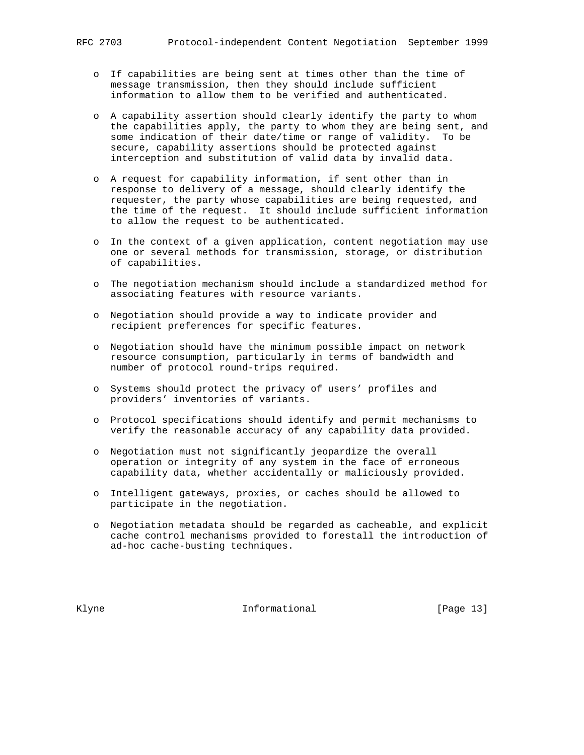- If capabilities are being sent at times other than the time of message transmission, then they should include sufficient information to allow them to be verified and authenticated.

- A capability assertion should clearly identify the party to whom the capabilities apply, the party to whom they are being sent, and some indication of their date/time or range of validity. To be secure, capability assertions should be protected against interception and substitution of valid data by invalid data.

- A request for capability information, if sent other than in response to delivery of a message, should clearly identify the requester, the party whose capabilities are being requested, and the time of the request. It should include sufficient information to allow the request to be authenticated.

- In the context of a given application, content negotiation may use one or several methods for transmission, storage, or distribution of capabilities.

- The negotiation mechanism should include a standardized method for associating features with resource variants.

- Negotiation should provide a way to indicate provider and recipient preferences for specific features.

- Negotiation should have the minimum possible impact on network resource consumption, particularly in terms of bandwidth and number of protocol round-trips required.

- Systems should protect the privacy of users’ profiles and providers’ inventories of variants.

- Protocol specifications should identify and permit mechanisms to verify the reasonable accuracy of any capability data provided.

- Negotiation must not significantly jeopardize the overall operation or integrity of any system in the face of erroneous capability data, whether accidentally or maliciously provided.

- Intelligent gateways, proxies, or caches should be allowed to participate in the negotiation.

- Negotiation metadata should be regarded as cacheable, and explicit cache control mechanisms provided to forestall the introduction of ad-hoc cache-busting techniques.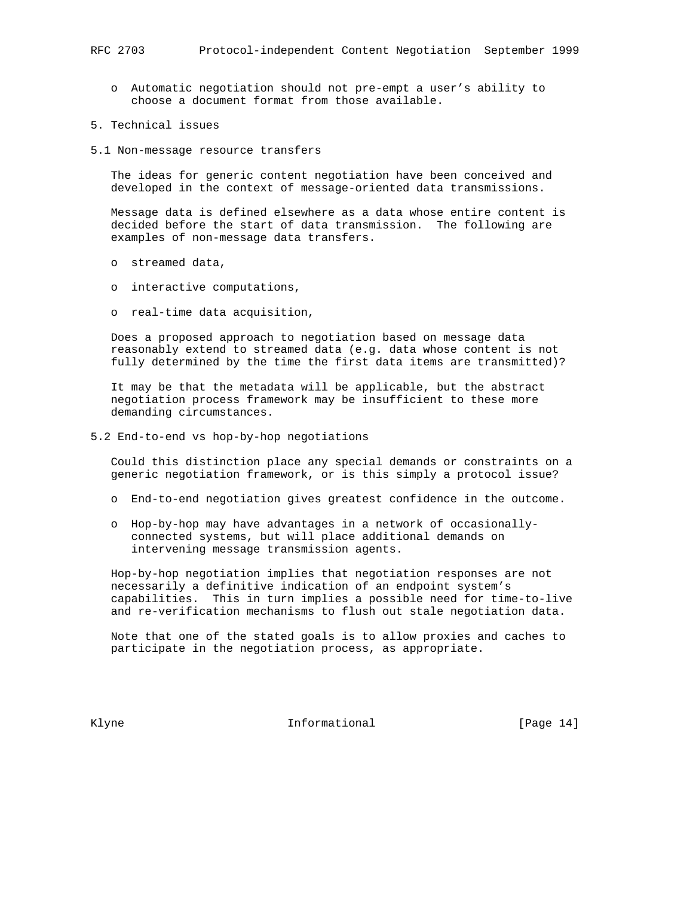- Automatic negotiation should not pre-empt a user's ability to choose a document format from those available.

## 5. Technical issues

### 5.1 Non-message resource transfers

The ideas for generic content negotiation have been conceived and developed in the context of message-oriented data transmissions.

Message data is defined elsewhere as a data whose entire content is decided before the start of data transmission. The following are examples of non-message data transfers.

- streamed data,
- interactive computations,
- real-time data acquisition,

Does a proposed approach to negotiation based on message data reasonably extend to streamed data (e.g. data whose content is not fully determined by the time the first data items are transmitted)?

It may be that the metadata will be applicable, but the abstract negotiation process framework may be insufficient to these more demanding circumstances.

### 5.2 End-to-end vs hop-by-hop negotiations

Could this distinction place any special demands or constraints on a generic negotiation framework, or is this simply a protocol issue?

- End-to-end negotiation gives greatest confidence in the outcome.
- Hop-by-hop may have advantages in a network of occasionally-connected systems, but will place additional demands on intervening message transmission agents.

Hop-by-hop negotiation implies that negotiation responses are not necessarily a definitive indication of an endpoint system's capabilities. This in turn implies a possible need for time-to-live and re-verification mechanisms to flush out stale negotiation data.

Note that one of the stated goals is to allow proxies and caches to participate in the negotiation process, as appropriate.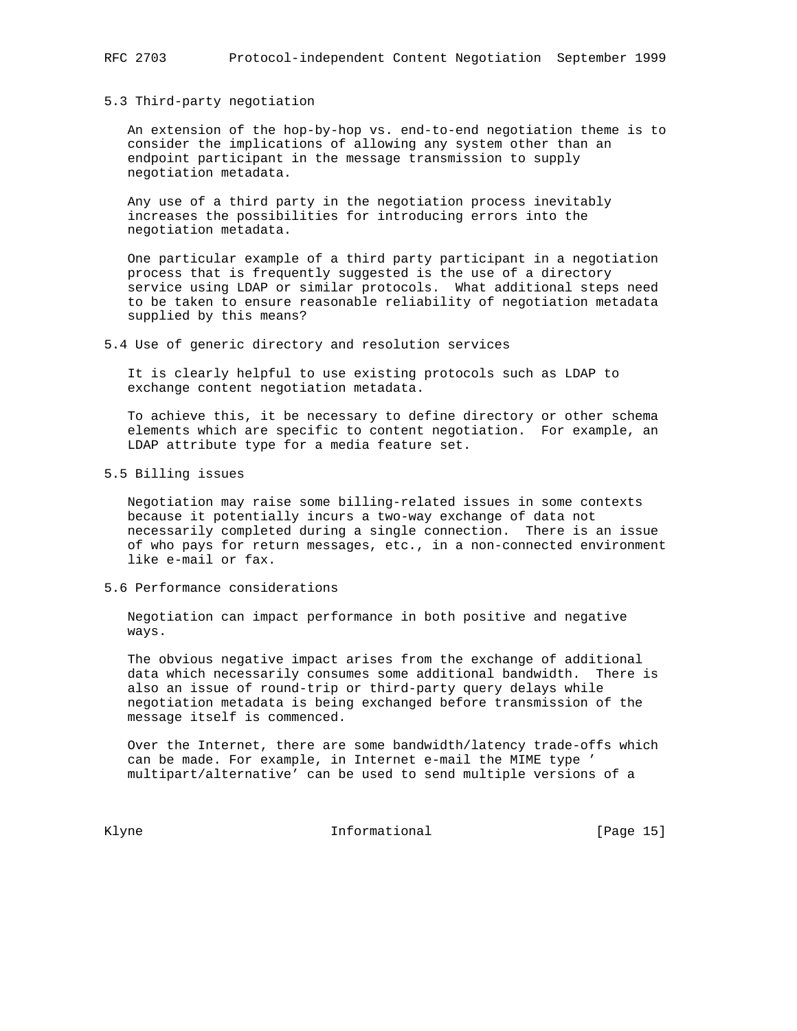### 5.3 Third-party negotiation

An extension of the hop-by-hop vs. end-to-end negotiation theme is to consider the implications of allowing any system other than an endpoint participant in the message transmission to supply negotiation metadata.

Any use of a third party in the negotiation process inevitably increases the possibilities for introducing errors into the negotiation metadata.

One particular example of a third party participant in a negotiation process that is frequently suggested is the use of a directory service using LDAP or similar protocols. What additional steps need to be taken to ensure reasonable reliability of negotiation metadata supplied by this means?

### 5.4 Use of generic directory and resolution services

It is clearly helpful to use existing protocols such as LDAP to exchange content negotiation metadata.

To achieve this, it be necessary to define directory or other schema elements which are specific to content negotiation. For example, an LDAP attribute type for a media feature set.

### 5.5 Billing issues

Negotiation may raise some billing-related issues in some contexts because it potentially incurs a two-way exchange of data not necessarily completed during a single connection. There is an issue of who pays for return messages, etc., in a non-connected environment like e-mail or fax.

### 5.6 Performance considerations

Negotiation can impact performance in both positive and negative ways.

The obvious negative impact arises from the exchange of additional data which necessarily consumes some additional bandwidth. There is also an issue of round-trip or third-party query delays while negotiation metadata is being exchanged before transmission of the message itself is commenced.

Over the Internet, there are some bandwidth/latency trade-offs which can be made. For example, in Internet e-mail the MIME type 'multipart/alternative' can be used to send multiple versions of a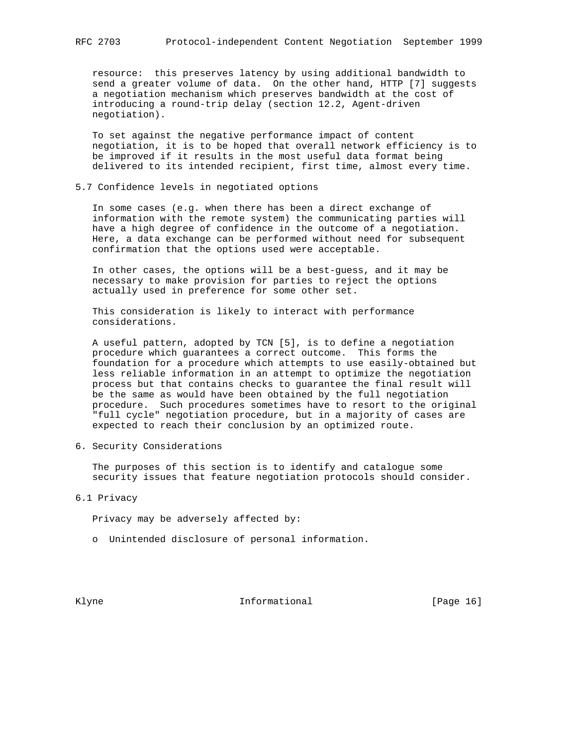resource: this preserves latency by using additional bandwidth to send a greater volume of data. On the other hand, HTTP [7] suggests a negotiation mechanism which preserves bandwidth at the cost of introducing a round-trip delay (section 12.2, Agent-driven negotiation).

To set against the negative performance impact of content negotiation, it is to be hoped that overall network efficiency is to be improved if it results in the most useful data format being delivered to its intended recipient, first time, almost every time.

### 5.7 Confidence levels in negotiated options

In some cases (e.g. when there has been a direct exchange of information with the remote system) the communicating parties will have a high degree of confidence in the outcome of a negotiation. Here, a data exchange can be performed without need for subsequent confirmation that the options used were acceptable.

In other cases, the options will be a best-guess, and it may be necessary to make provision for parties to reject the options actually used in preference for some other set.

This consideration is likely to interact with performance considerations.

A useful pattern, adopted by TCN [5], is to define a negotiation procedure which guarantees a correct outcome. This forms the foundation for a procedure which attempts to use easily-obtained but less reliable information in an attempt to optimize the negotiation process but that contains checks to guarantee the final result will be the same as would have been obtained by the full negotiation procedure. Such procedures sometimes have to resort to the original "full cycle" negotiation procedure, but in a majority of cases are expected to reach their conclusion by an optimized route.

## 6. Security Considerations

The purposes of this section is to identify and catalogue some security issues that feature negotiation protocols should consider.

### 6.1 Privacy

Privacy may be adversely affected by:

- Unintended disclosure of personal information.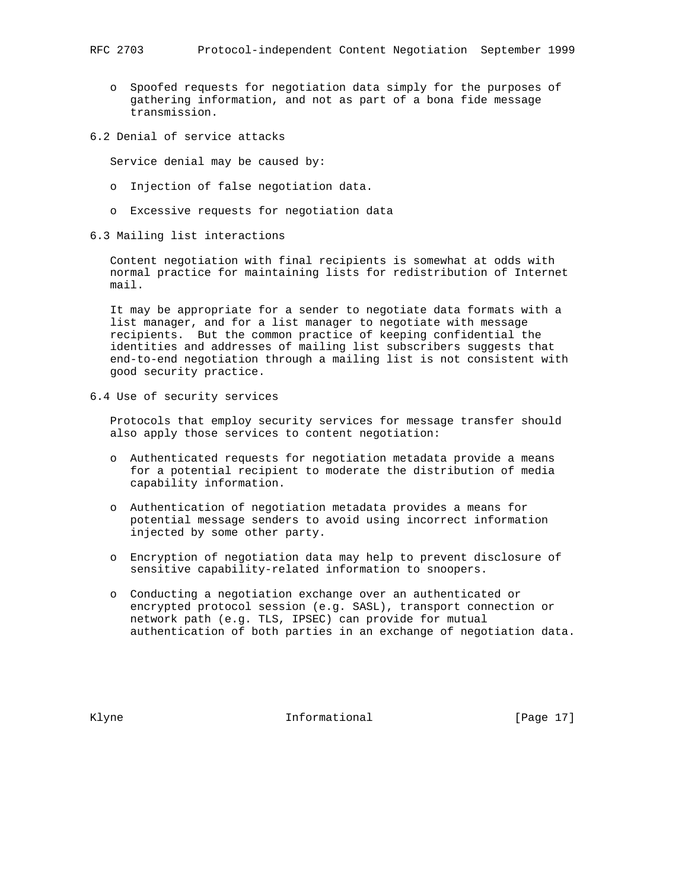- Spoofed requests for negotiation data simply for the purposes of gathering information, and not as part of a bona fide message transmission.

### 6.2 Denial of service attacks

Service denial may be caused by:

- Injection of false negotiation data.

- Excessive requests for negotiation data

### 6.3 Mailing list interactions

Content negotiation with final recipients is somewhat at odds with normal practice for maintaining lists for redistribution of Internet mail.

It may be appropriate for a sender to negotiate data formats with a list manager, and for a list manager to negotiate with message recipients. But the common practice of keeping confidential the identities and addresses of mailing list subscribers suggests that end-to-end negotiation through a mailing list is not consistent with good security practice.

### 6.4 Use of security services

Protocols that employ security services for message transfer should also apply those services to content negotiation:

- Authenticated requests for negotiation metadata provide a means for a potential recipient to moderate the distribution of media capability information.

- Authentication of negotiation metadata provides a means for potential message senders to avoid using incorrect information injected by some other party.

- Encryption of negotiation data may help to prevent disclosure of sensitive capability-related information to snoopers.

- Conducting a negotiation exchange over an authenticated or encrypted protocol session (e.g. SASL), transport connection or network path (e.g. TLS, IPSEC) can provide for mutual authentication of both parties in an exchange of negotiation data.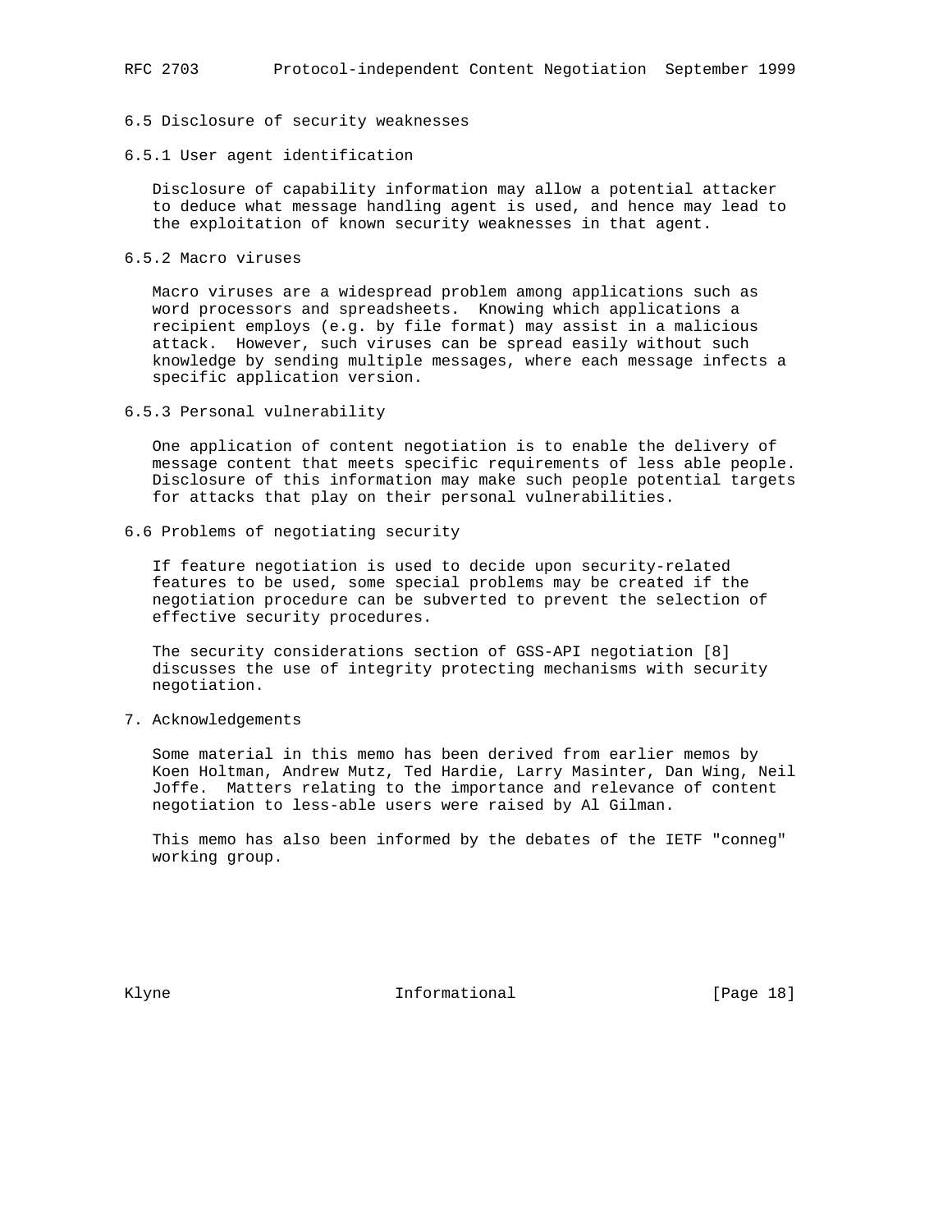### 6.5 Disclosure of security weaknesses

#### 6.5.1 User agent identification

Disclosure of capability information may allow a potential attacker to deduce what message handling agent is used, and hence may lead to the exploitation of known security weaknesses in that agent.

#### 6.5.2 Macro viruses

Macro viruses are a widespread problem among applications such as word processors and spreadsheets. Knowing which applications a recipient employs (e.g. by file format) may assist in a malicious attack. However, such viruses can be spread easily without such knowledge by sending multiple messages, where each message infects a specific application version.

#### 6.5.3 Personal vulnerability

One application of content negotiation is to enable the delivery of message content that meets specific requirements of less able people. Disclosure of this information may make such people potential targets for attacks that play on their personal vulnerabilities.

### 6.6 Problems of negotiating security

If feature negotiation is used to decide upon security-related features to be used, some special problems may be created if the negotiation procedure can be subverted to prevent the selection of effective security procedures.

The security considerations section of GSS-API negotiation [8] discusses the use of integrity protecting mechanisms with security negotiation.

## 7. Acknowledgements

Some material in this memo has been derived from earlier memos by Koen Holtman, Andrew Mutz, Ted Hardie, Larry Masinter, Dan Wing, Neil Joffe. Matters relating to the importance and relevance of content negotiation to less-able users were raised by Al Gilman.

This memo has also been informed by the debates of the IETF "conneg" working group.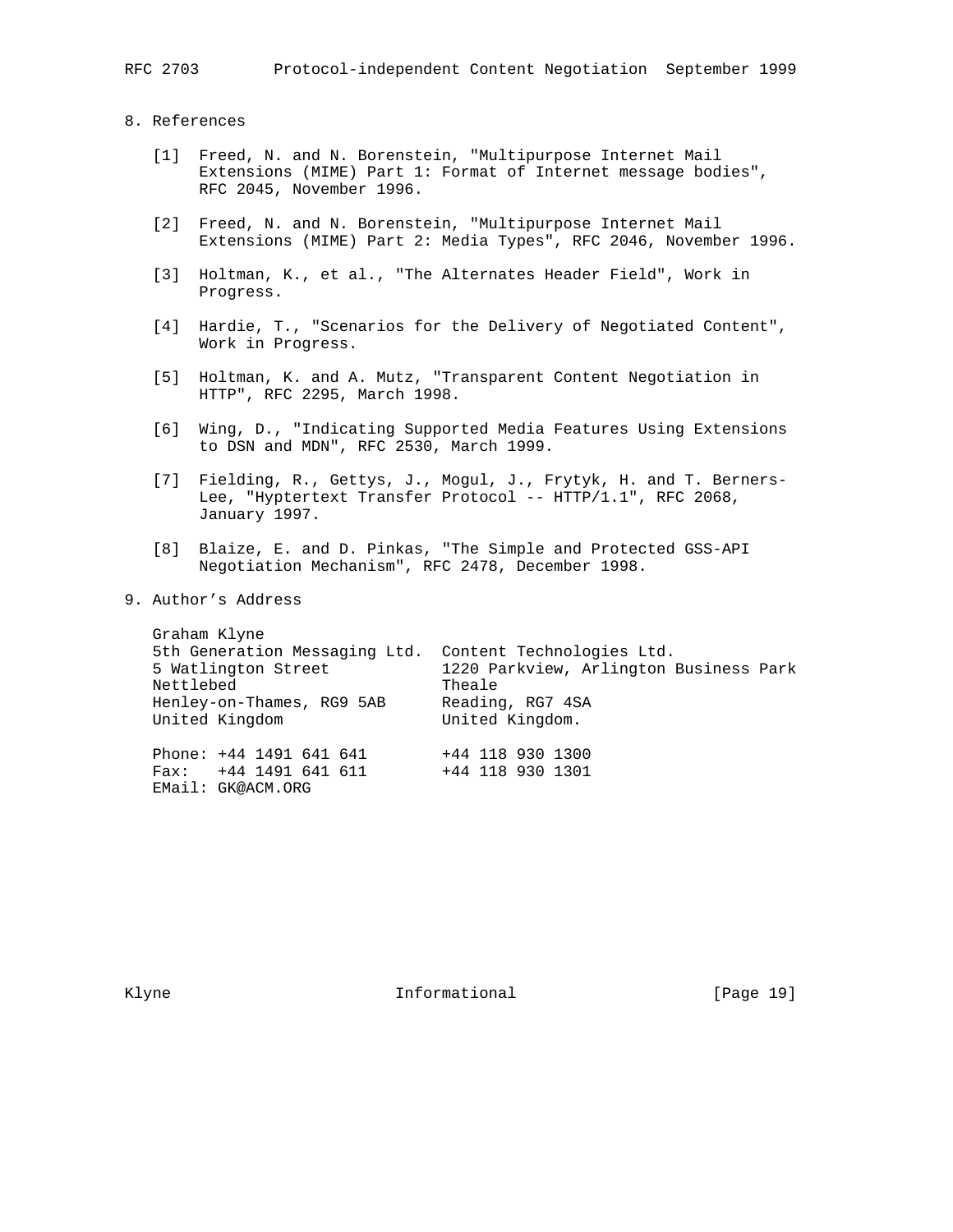## 8. References

[1] Freed, N. and N. Borenstein, "Multipurpose Internet Mail Extensions (MIME) Part 1: Format of Internet message bodies", RFC 2045, November 1996.

[2] Freed, N. and N. Borenstein, "Multipurpose Internet Mail Extensions (MIME) Part 2: Media Types", RFC 2046, November 1996.

[3] Holtman, K., et al., "The Alternates Header Field", Work in Progress.

[4] Hardie, T., "Scenarios for the Delivery of Negotiated Content", Work in Progress.

[5] Holtman, K. and A. Mutz, "Transparent Content Negotiation in HTTP", RFC 2295, March 1998.

[6] Wing, D., "Indicating Supported Media Features Using Extensions to DSN and MDN", RFC 2530, March 1999.

[7] Fielding, R., Gettys, J., Mogul, J., Frytyk, H. and T. Berners-Lee, "Hyptertext Transfer Protocol -- HTTP/1.1", RFC 2068, January 1997.

[8] Blaize, E. and D. Pinkas, "The Simple and Protected GSS-API Negotiation Mechanism", RFC 2478, December 1998.

## 9. Author's Address

```
Graham Klyne
5th Generation Messaging Ltd.  Content Technologies Ltd.
5 Watlington Street            1220 Parkview, Arlington Business Park
Nettlebed                      Theale
Henley-on-Thames, RG9 5AB      Reading, RG7 4SA
United Kingdom                 United Kingdom.

Phone: +44 1491 641 641        +44 118 930 1300
Fax:   +44 1491 641 611        +44 118 930 1301
EMail: GK@ACM.ORG
```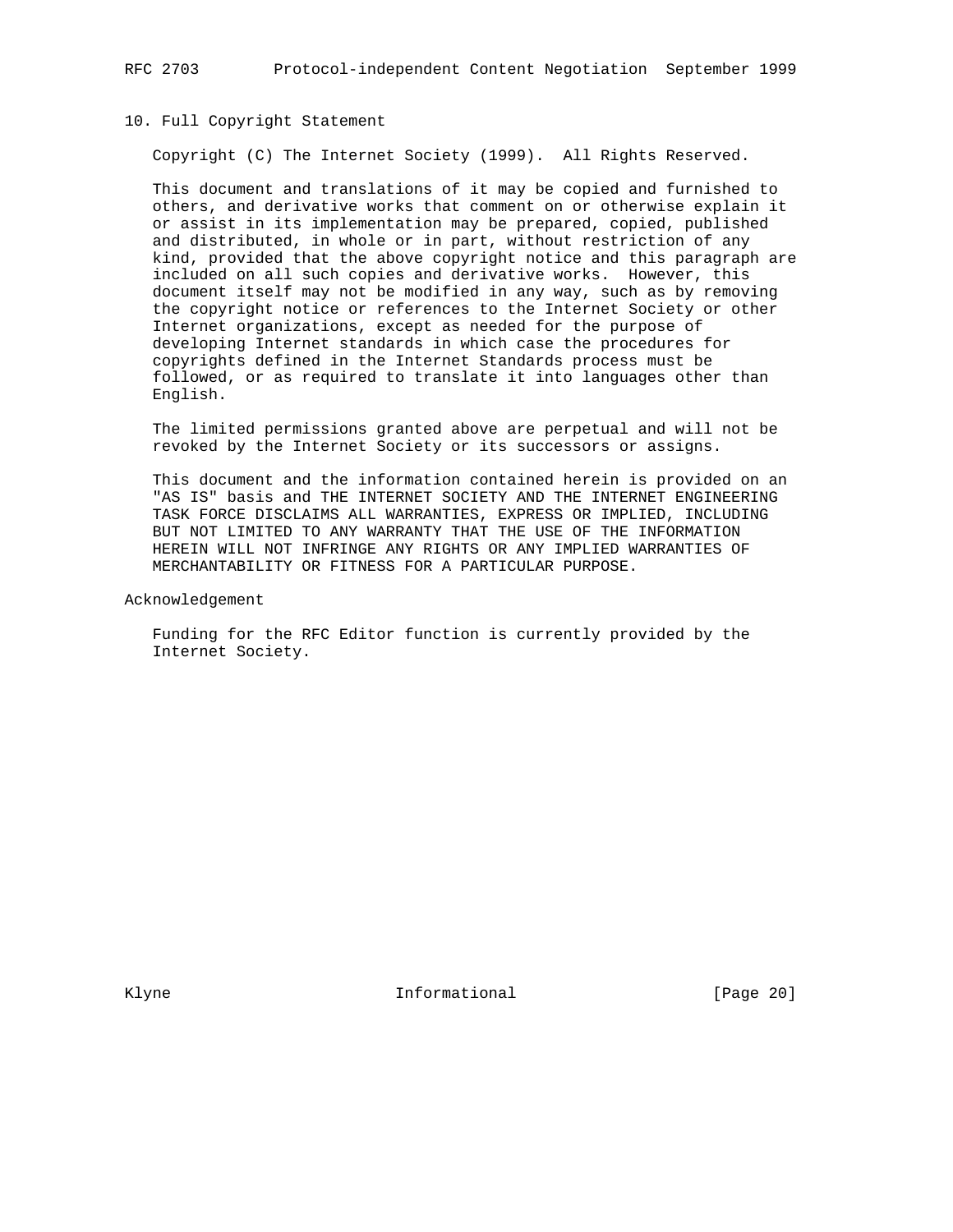## 10. Full Copyright Statement

Copyright (C) The Internet Society (1999). All Rights Reserved.

This document and translations of it may be copied and furnished to others, and derivative works that comment on or otherwise explain it or assist in its implementation may be prepared, copied, published and distributed, in whole or in part, without restriction of any kind, provided that the above copyright notice and this paragraph are included on all such copies and derivative works. However, this document itself may not be modified in any way, such as by removing the copyright notice or references to the Internet Society or other Internet organizations, except as needed for the purpose of developing Internet standards in which case the procedures for copyrights defined in the Internet Standards process must be followed, or as required to translate it into languages other than English.

The limited permissions granted above are perpetual and will not be revoked by the Internet Society or its successors or assigns.

This document and the information contained herein is provided on an "AS IS" basis and THE INTERNET SOCIETY AND THE INTERNET ENGINEERING TASK FORCE DISCLAIMS ALL WARRANTIES, EXPRESS OR IMPLIED, INCLUDING BUT NOT LIMITED TO ANY WARRANTY THAT THE USE OF THE INFORMATION HEREIN WILL NOT INFRINGE ANY RIGHTS OR ANY IMPLIED WARRANTIES OF MERCHANTABILITY OR FITNESS FOR A PARTICULAR PURPOSE.

## Acknowledgement

Funding for the RFC Editor function is currently provided by the Internet Society.